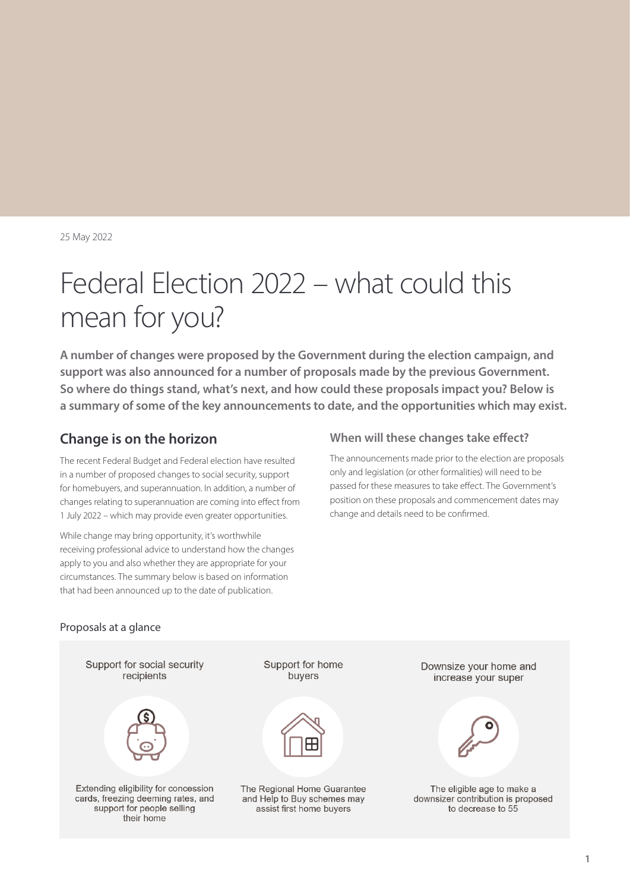25 May 2022

# Federal Election 2022 – what could this mean for you?

**A number of changes were proposed by the Government during the election campaign, and support was also announced for a number of proposals made by the previous Government. So where do things stand, what's next, and how could these proposals impact you? Below is a summary of some of the key announcements to date, and the opportunities which may exist.**

## Change is on the horizon

The recent Federal Budget and Federal election have resulted in a number of proposed changes to social security, support for homebuyers, and superannuation. In addition, a number of changes relating to superannuation are coming into effect from 1 July 2022 – which may provide even greater opportunities.

While change may bring opportunity, it's worthwhile receiving professional advice to understand how the changes apply to you and also whether they are appropriate for your circumstances. The summary below is based on information that had been announced up to the date of publication.

### When will these changes take effect?

The announcements made prior to the election are proposals only and legislation (or other formalities) will need to be passed for these measures to take effect. The Government's position on these proposals and commencement dates may change and details need to be confirmed.

Proposals at a glance

| Support for social security recipients | Support for home buyers | Downsize your home and increase your super |
|---|---|---|
| Extending eligibility for concession cards, freezing deeming rates, and support for people selling their home | The Regional Home Guarantee and Help to Buy schemes may assist first home buyers | The eligible age to make a downsizer contribution is proposed to decrease to 55 |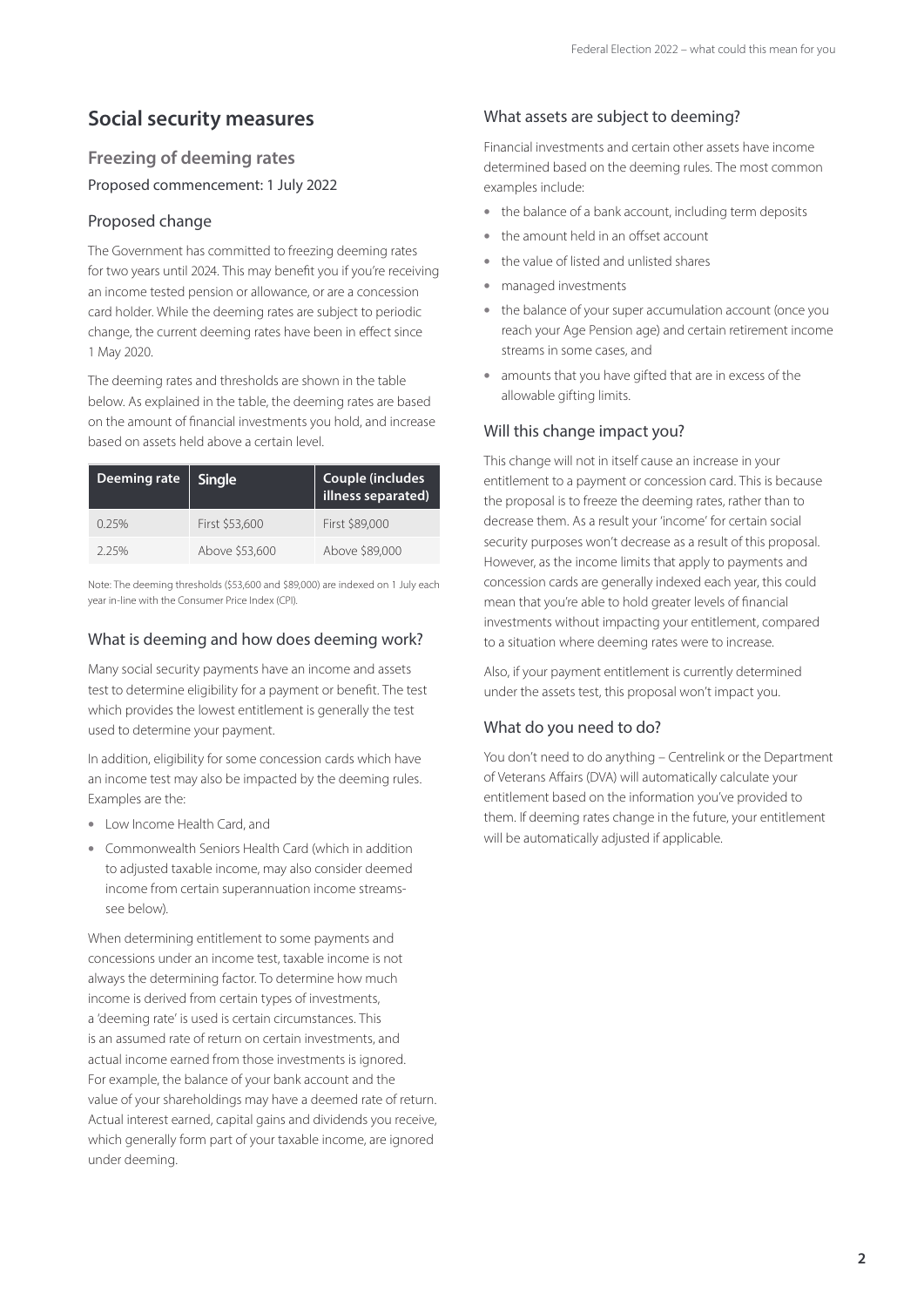## Social security measures

### Freezing of deeming rates

Proposed commencement: 1 July 2022

### Proposed change

The Government has committed to freezing deeming rates for two years until 2024. This may benefit you if you're receiving an income tested pension or allowance, or are a concession card holder. While the deeming rates are subject to periodic change, the current deeming rates have been in effect since 1 May 2020.

The deeming rates and thresholds are shown in the table below. As explained in the table, the deeming rates are based on the amount of financial investments you hold, and increase based on assets held above a certain level.

| Deeming rate | Single | Couple (includes illness separated) |
| --- | --- | --- |
| 0.25% | First $53,600 | First $89,000 |
| 2.25% | Above $53,600 | Above $89,000 |

Note: The deeming thresholds ($53,600 and $89,000) are indexed on 1 July each year in-line with the Consumer Price Index (CPI).

### What is deeming and how does deeming work?

Many social security payments have an income and assets test to determine eligibility for a payment or benefit. The test which provides the lowest entitlement is generally the test used to determine your payment.

In addition, eligibility for some concession cards which have an income test may also be impacted by the deeming rules. Examples are the:

- Low Income Health Card, and
- Commonwealth Seniors Health Card (which in addition to adjusted taxable income, may also consider deemed income from certain superannuation income streams- see below).

When determining entitlement to some payments and concessions under an income test, taxable income is not always the determining factor. To determine how much income is derived from certain types of investments, a 'deeming rate' is used is certain circumstances. This is an assumed rate of return on certain investments, and actual income earned from those investments is ignored. For example, the balance of your bank account and the value of your shareholdings may have a deemed rate of return. Actual interest earned, capital gains and dividends you receive, which generally form part of your taxable income, are ignored under deeming.

### What assets are subject to deeming?

Financial investments and certain other assets have income determined based on the deeming rules. The most common examples include:

- the balance of a bank account, including term deposits
- the amount held in an offset account
- the value of listed and unlisted shares
- managed investments
- the balance of your super accumulation account (once you reach your Age Pension age) and certain retirement income streams in some cases, and
- amounts that you have gifted that are in excess of the allowable gifting limits.

### Will this change impact you?

This change will not in itself cause an increase in your entitlement to a payment or concession card. This is because the proposal is to freeze the deeming rates, rather than to decrease them. As a result your 'income' for certain social security purposes won't decrease as a result of this proposal. However, as the income limits that apply to payments and concession cards are generally indexed each year, this could mean that you're able to hold greater levels of financial investments without impacting your entitlement, compared to a situation where deeming rates were to increase.

Also, if your payment entitlement is currently determined under the assets test, this proposal won't impact you.

### What do you need to do?

You don't need to do anything – Centrelink or the Department of Veterans Affairs (DVA) will automatically calculate your entitlement based on the information you've provided to them. If deeming rates change in the future, your entitlement will be automatically adjusted if applicable.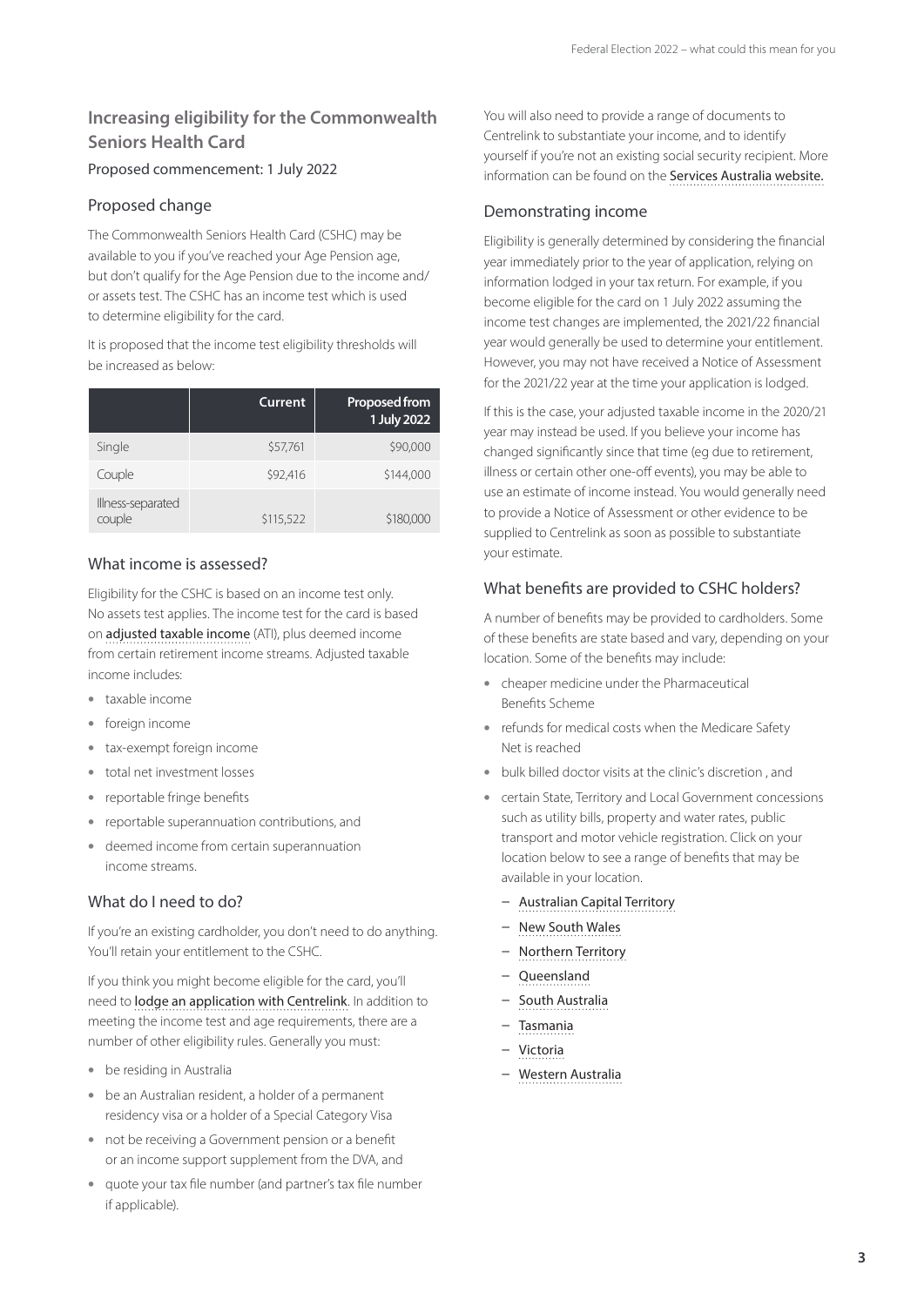## Increasing eligibility for the Commonwealth Seniors Health Card

Proposed commencement: 1 July 2022

### Proposed change

The Commonwealth Seniors Health Card (CSHC) may be available to you if you've reached your Age Pension age, but don't qualify for the Age Pension due to the income and/or assets test. The CSHC has an income test which is used to determine eligibility for the card.

It is proposed that the income test eligibility thresholds will be increased as below:

| | Current | Proposed from 1 July 2022 |
|---|---|---|
| Single | $57,761 | $90,000 |
| Couple | $92,416 | $144,000 |
| Illness-separated couple | $115,522 | $180,000 |

### What income is assessed?

Eligibility for the CSHC is based on an income test only. No assets test applies. The income test for the card is based on adjusted taxable income (ATI), plus deemed income from certain retirement income streams. Adjusted taxable income includes:

- taxable income
- foreign income
- tax-exempt foreign income
- total net investment losses
- reportable fringe benefits
- reportable superannuation contributions, and
- deemed income from certain superannuation income streams.

### What do I need to do?

If you're an existing cardholder, you don't need to do anything. You'll retain your entitlement to the CSHC.

If you think you might become eligible for the card, you'll need to lodge an application with Centrelink. In addition to meeting the income test and age requirements, there are a number of other eligibility rules. Generally you must:

- be residing in Australia
- be an Australian resident, a holder of a permanent residency visa or a holder of a Special Category Visa
- not be receiving a Government pension or a benefit or an income support supplement from the DVA, and
- quote your tax file number (and partner's tax file number if applicable).

You will also need to provide a range of documents to Centrelink to substantiate your income, and to identify yourself if you're not an existing social security recipient. More information can be found on the Services Australia website.

### Demonstrating income

Eligibility is generally determined by considering the financial year immediately prior to the year of application, relying on information lodged in your tax return. For example, if you become eligible for the card on 1 July 2022 assuming the income test changes are implemented, the 2021/22 financial year would generally be used to determine your entitlement. However, you may not have received a Notice of Assessment for the 2021/22 year at the time your application is lodged.

If this is the case, your adjusted taxable income in the 2020/21 year may instead be used. If you believe your income has changed significantly since that time (eg due to retirement, illness or certain other one-off events), you may be able to use an estimate of income instead. You would generally need to provide a Notice of Assessment or other evidence to be supplied to Centrelink as soon as possible to substantiate your estimate.

### What benefits are provided to CSHC holders?

A number of benefits may be provided to cardholders. Some of these benefits are state based and vary, depending on your location. Some of the benefits may include:

- cheaper medicine under the Pharmaceutical Benefits Scheme
- refunds for medical costs when the Medicare Safety Net is reached
- bulk billed doctor visits at the clinic's discretion , and
- certain State, Territory and Local Government concessions such as utility bills, property and water rates, public transport and motor vehicle registration. Click on your location below to see a range of benefits that may be available in your location.
  - Australian Capital Territory
  - New South Wales
  - Northern Territory
  - Queensland
  - South Australia
  - Tasmania
  - Victoria
  - Western Australia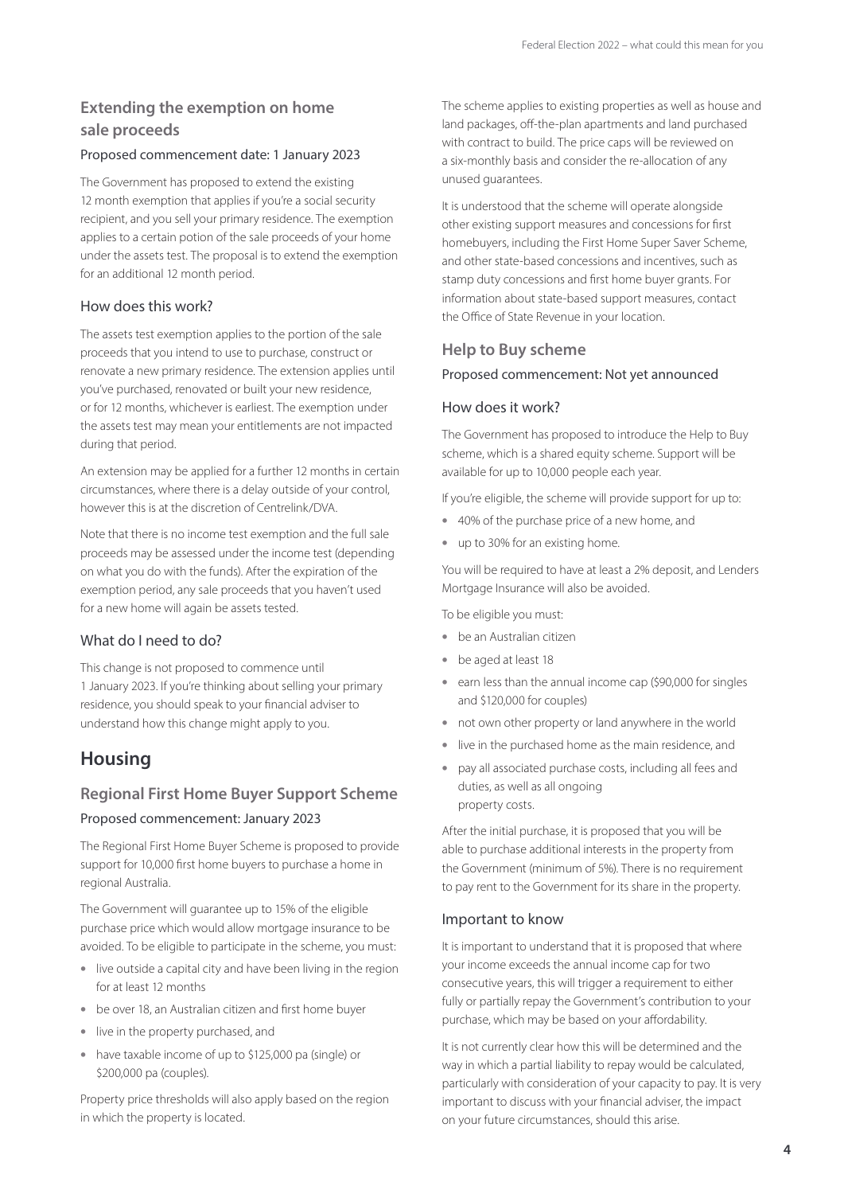### Extending the exemption on home sale proceeds

Proposed commencement date: 1 January 2023

The Government has proposed to extend the existing 12 month exemption that applies if you're a social security recipient, and you sell your primary residence. The exemption applies to a certain potion of the sale proceeds of your home under the assets test. The proposal is to extend the exemption for an additional 12 month period.

#### How does this work?

The assets test exemption applies to the portion of the sale proceeds that you intend to use to purchase, construct or renovate a new primary residence. The extension applies until you've purchased, renovated or built your new residence, or for 12 months, whichever is earliest. The exemption under the assets test may mean your entitlements are not impacted during that period.

An extension may be applied for a further 12 months in certain circumstances, where there is a delay outside of your control, however this is at the discretion of Centrelink/DVA.

Note that there is no income test exemption and the full sale proceeds may be assessed under the income test (depending on what you do with the funds). After the expiration of the exemption period, any sale proceeds that you haven't used for a new home will again be assets tested.

#### What do I need to do?

This change is not proposed to commence until 1 January 2023. If you're thinking about selling your primary residence, you should speak to your financial adviser to understand how this change might apply to you.

## Housing

### Regional First Home Buyer Support Scheme

Proposed commencement: January 2023

The Regional First Home Buyer Scheme is proposed to provide support for 10,000 first home buyers to purchase a home in regional Australia.

The Government will guarantee up to 15% of the eligible purchase price which would allow mortgage insurance to be avoided. To be eligible to participate in the scheme, you must:

- live outside a capital city and have been living in the region for at least 12 months
- be over 18, an Australian citizen and first home buyer
- live in the property purchased, and
- have taxable income of up to $125,000 pa (single) or $200,000 pa (couples).

Property price thresholds will also apply based on the region in which the property is located.

The scheme applies to existing properties as well as house and land packages, off-the-plan apartments and land purchased with contract to build. The price caps will be reviewed on a six-monthly basis and consider the re-allocation of any unused guarantees.

It is understood that the scheme will operate alongside other existing support measures and concessions for first homebuyers, including the First Home Super Saver Scheme, and other state-based concessions and incentives, such as stamp duty concessions and first home buyer grants. For information about state-based support measures, contact the Office of State Revenue in your location.

### Help to Buy scheme

Proposed commencement: Not yet announced

#### How does it work?

The Government has proposed to introduce the Help to Buy scheme, which is a shared equity scheme. Support will be available for up to 10,000 people each year.

If you're eligible, the scheme will provide support for up to:

- 40% of the purchase price of a new home, and
- up to 30% for an existing home.

You will be required to have at least a 2% deposit, and Lenders Mortgage Insurance will also be avoided.

To be eligible you must:

- be an Australian citizen
- be aged at least 18
- earn less than the annual income cap ($90,000 for singles and $120,000 for couples)
- not own other property or land anywhere in the world
- live in the purchased home as the main residence, and
- pay all associated purchase costs, including all fees and duties, as well as all ongoing property costs.

After the initial purchase, it is proposed that you will be able to purchase additional interests in the property from the Government (minimum of 5%). There is no requirement to pay rent to the Government for its share in the property.

#### Important to know

It is important to understand that it is proposed that where your income exceeds the annual income cap for two consecutive years, this will trigger a requirement to either fully or partially repay the Government's contribution to your purchase, which may be based on your affordability.

It is not currently clear how this will be determined and the way in which a partial liability to repay would be calculated, particularly with consideration of your capacity to pay. It is very important to discuss with your financial adviser, the impact on your future circumstances, should this arise.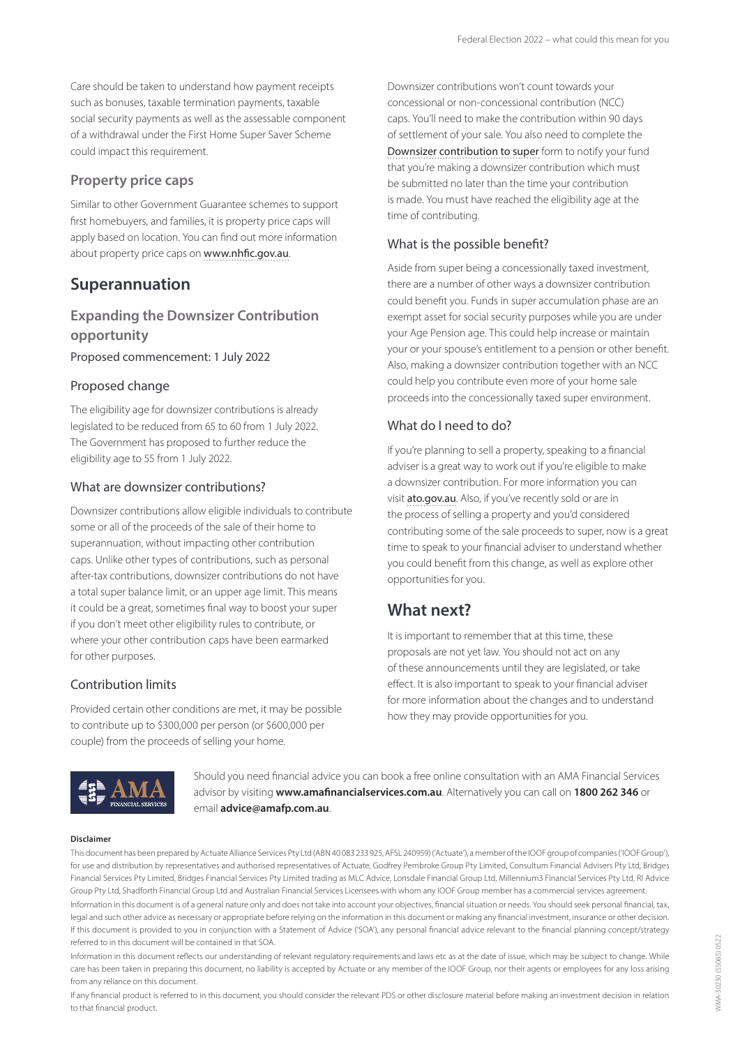Care should be taken to understand how payment receipts such as bonuses, taxable termination payments, taxable social security payments as well as the assessable component of a withdrawal under the First Home Super Saver Scheme could impact this requirement.

### Property price caps

Similar to other Government Guarantee schemes to support first homebuyers, and families, it is property price caps will apply based on location. You can find out more information about property price caps on www.nhfic.gov.au.

## Superannuation

### Expanding the Downsizer Contribution opportunity

Proposed commencement: 1 July 2022

#### Proposed change

The eligibility age for downsizer contributions is already legislated to be reduced from 65 to 60 from 1 July 2022. The Government has proposed to further reduce the eligibility age to 55 from 1 July 2022.

#### What are downsizer contributions?

Downsizer contributions allow eligible individuals to contribute some or all of the proceeds of the sale of their home to superannuation, without impacting other contribution caps. Unlike other types of contributions, such as personal after-tax contributions, downsizer contributions do not have a total super balance limit, or an upper age limit. This means it could be a great, sometimes final way to boost your super if you don't meet other eligibility rules to contribute, or where your other contribution caps have been earmarked for other purposes.

#### Contribution limits

Provided certain other conditions are met, it may be possible to contribute up to $300,000 per person (or $600,000 per couple) from the proceeds of selling your home.

Downsizer contributions won't count towards your concessional or non-concessional contribution (NCC) caps. You'll need to make the contribution within 90 days of settlement of your sale. You also need to complete the Downsizer contribution to super form to notify your fund that you're making a downsizer contribution which must be submitted no later than the time your contribution is made. You must have reached the eligibility age at the time of contributing.

#### What is the possible benefit?

Aside from super being a concessionally taxed investment, there are a number of other ways a downsizer contribution could benefit you. Funds in super accumulation phase are an exempt asset for social security purposes while you are under your Age Pension age. This could help increase or maintain your or your spouse's entitlement to a pension or other benefit. Also, making a downsizer contribution together with an NCC could help you contribute even more of your home sale proceeds into the concessionally taxed super environment.

#### What do I need to do?

If you're planning to sell a property, speaking to a financial adviser is a great way to work out if you're eligible to make a downsizer contribution. For more information you can visit ato.gov.au. Also, if you've recently sold or are in the process of selling a property and you'd considered contributing some of the sale proceeds to super, now is a great time to speak to your financial adviser to understand whether you could benefit from this change, as well as explore other opportunities for you.

## What next?

It is important to remember that at this time, these proposals are not yet law. You should not act on any of these announcements until they are legislated, or take effect. It is also important to speak to your financial adviser for more information about the changes and to understand how they may provide opportunities for you.

AMA FINANCIAL SERVICES

Should you need financial advice you can book a free online consultation with an AMA Financial Services advisor by visiting **www.amafinancialservices.com.au**. Alternatively you can call on **1800 262 346** or email **advice@amafp.com.au**.

**Disclaimer**

This document has been prepared by Actuate Alliance Services Pty Ltd (ABN 40 083 233 925, AFSL 240959) ('Actuate'), a member of the IOOF group of companies ('IOOF Group'), for use and distribution by representatives and authorised representatives of Actuate, Godfrey Pembroke Group Pty Limited, Consultum Financial Advisers Pty Ltd, Bridges Financial Services Pty Limited, Bridges Financial Services Pty Limited trading as MLC Advice, Lonsdale Financial Group Ltd, Millennium3 Financial Services Pty Ltd, RI Advice Group Pty Ltd, Shadforth Financial Group Ltd and Australian Financial Services Licensees with whom any IOOF Group member has a commercial services agreement.

Information in this document is of a general nature only and does not take into account your objectives, financial situation or needs. You should seek personal financial, tax, legal and such other advice as necessary or appropriate before relying on the information in this document or making any financial investment, insurance or other decision. If this document is provided to you in conjunction with a Statement of Advice ('SOA'), any personal financial advice relevant to the financial planning concept/strategy referred to in this document will be contained in that SOA.

Information in this document reflects our understanding of relevant regulatory requirements and laws etc as at the date of issue, which may be subject to change. While care has been taken in preparing this document, no liability is accepted by Actuate or any member of the IOOF Group, nor their agents or employees for any loss arising from any reliance on this document.

If any financial product is referred to in this document, you should consider the relevant PDS or other disclosure material before making an investment decision in relation to that financial product.

WMA-30230 (55065) 0522